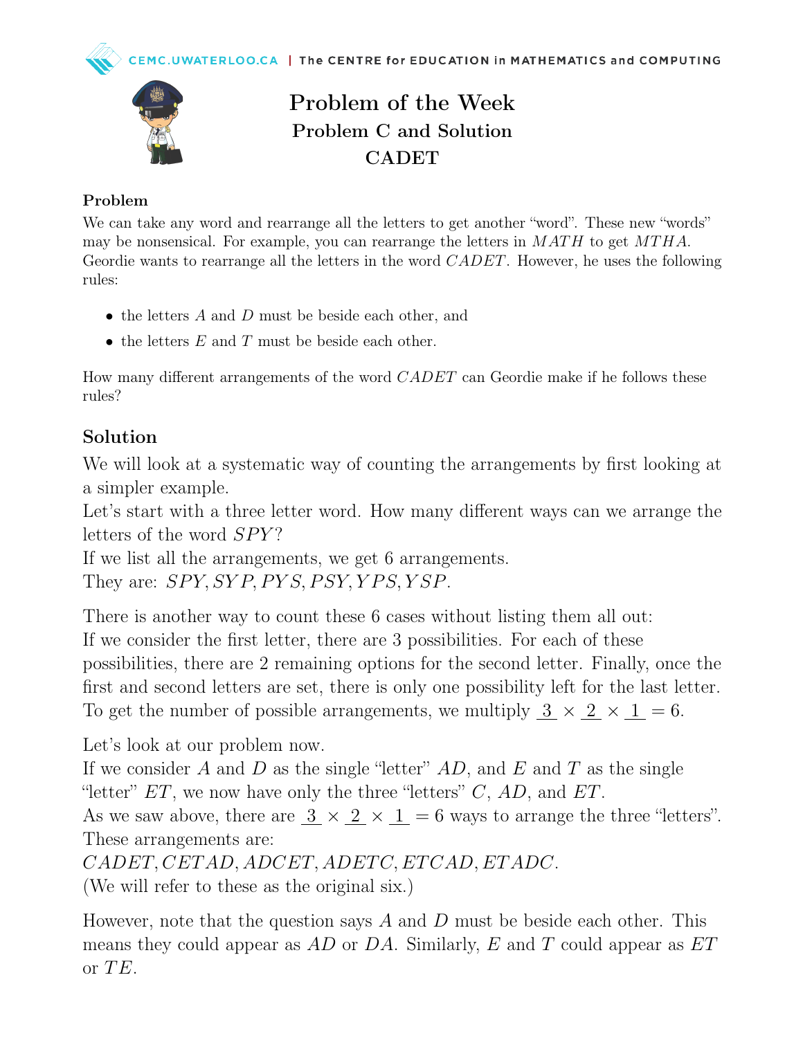# Problem of the Week
## Problem C and Solution
## CADET

### Problem

We can take any word and rearrange all the letters to get another "word". These new "words" may be nonsensical. For example, you can rearrange the letters in $MATH$ to get $MTHA$. Geordie wants to rearrange all the letters in the word $CADET$. However, he uses the following rules:

- the letters $A$ and $D$ must be beside each other, and
- the letters $E$ and $T$ must be beside each other.

How many different arrangements of the word $CADET$ can Geordie make if he follows these rules?

## Solution

We will look at a systematic way of counting the arrangements by first looking at a simpler example.

Let's start with a three letter word. How many different ways can we arrange the letters of the word $SPY$?

If we list all the arrangements, we get 6 arrangements.

They are: $SPY, SYP, PYS, PSY, YPS, YSP$.

There is another way to count these 6 cases without listing them all out:
If we consider the first letter, there are 3 possibilities. For each of these possibilities, there are 2 remaining options for the second letter. Finally, once the first and second letters are set, there is only one possibility left for the last letter. To get the number of possible arrangements, we multiply $\underline{3} \times \underline{2} \times \underline{1} = 6$.

Let's look at our problem now.

If we consider $A$ and $D$ as the single "letter" $AD$, and $E$ and $T$ as the single "letter" $ET$, we now have only the three "letters" $C$, $AD$, and $ET$.

As we saw above, there are $\underline{3} \times \underline{2} \times \underline{1} = 6$ ways to arrange the three "letters". These arrangements are:

$CADET, CETAD, ADCET, ADETC, ETCAD, ETADC$.

(We will refer to these as the original six.)

However, note that the question says $A$ and $D$ must be beside each other. This means they could appear as $AD$ or $DA$. Similarly, $E$ and $T$ could appear as $ET$ or $TE$.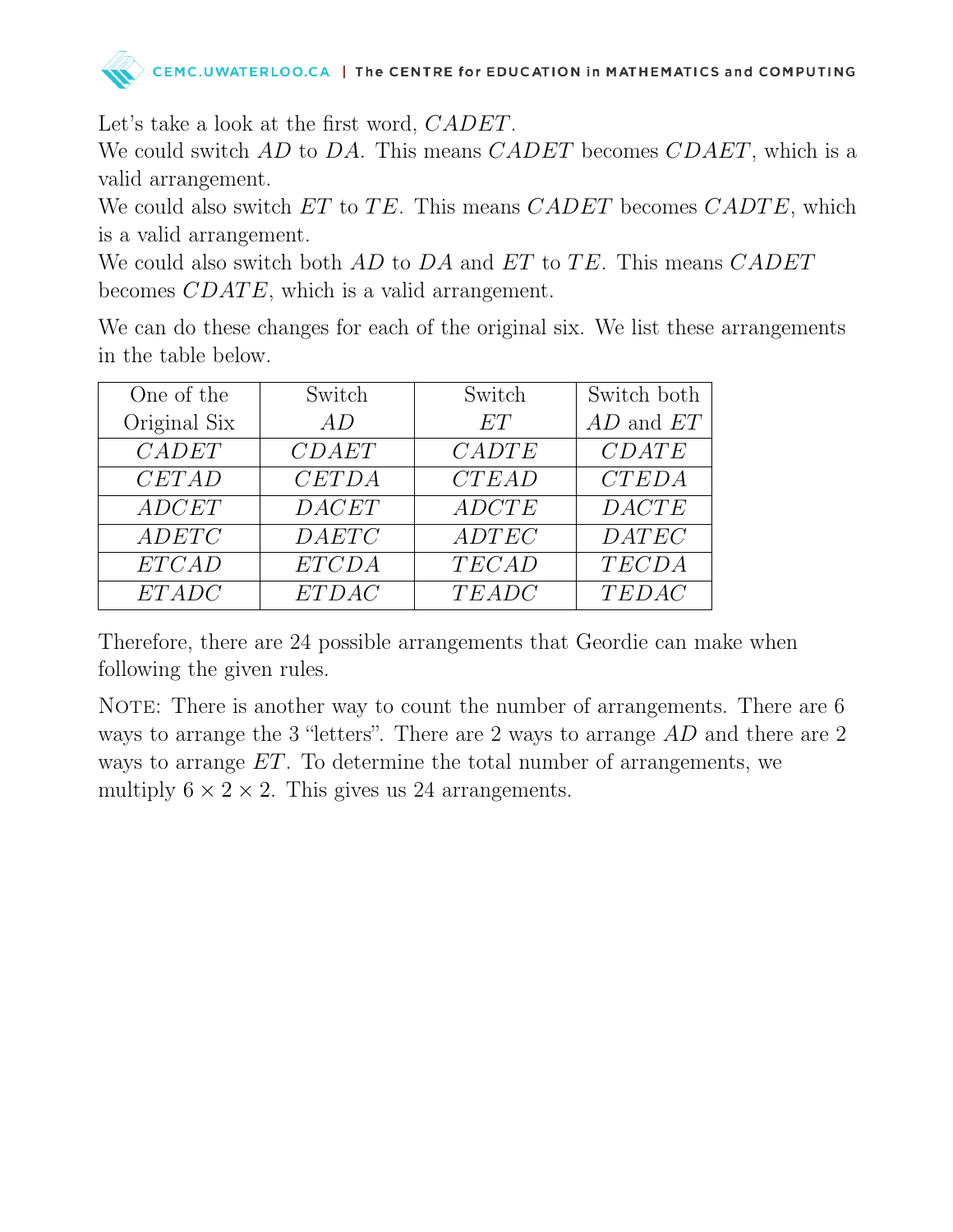Let's take a look at the first word, $CADET$.
We could switch $AD$ to $DA$. This means $CADET$ becomes $CDAET$, which is a valid arrangement.
We could also switch $ET$ to $TE$. This means $CADET$ becomes $CADTE$, which is a valid arrangement.
We could also switch both $AD$ to $DA$ and $ET$ to $TE$. This means $CADET$ becomes $CDATE$, which is a valid arrangement.

We can do these changes for each of the original six. We list these arrangements in the table below.

| One of the Original Six | Switch $AD$ | Switch $ET$ | Switch both $AD$ and $ET$ |
|---|---|---|---|
| $CADET$ | $CDAET$ | $CADTE$ | $CDATE$ |
| $CETAD$ | $CETDA$ | $CTEAD$ | $CTEDA$ |
| $ADCET$ | $DACET$ | $ADCTE$ | $DACTE$ |
| $ADETC$ | $DAETC$ | $ADTEC$ | $DATEC$ |
| $ETCAD$ | $ETCDA$ | $TECAD$ | $TECDA$ |
| $ETADC$ | $ETDAC$ | $TEADC$ | $TEDAC$ |

Therefore, there are 24 possible arrangements that Geordie can make when following the given rules.

NOTE: There is another way to count the number of arrangements. There are 6 ways to arrange the 3 "letters". There are 2 ways to arrange $AD$ and there are 2 ways to arrange $ET$. To determine the total number of arrangements, we multiply $6 \times 2 \times 2$. This gives us 24 arrangements.